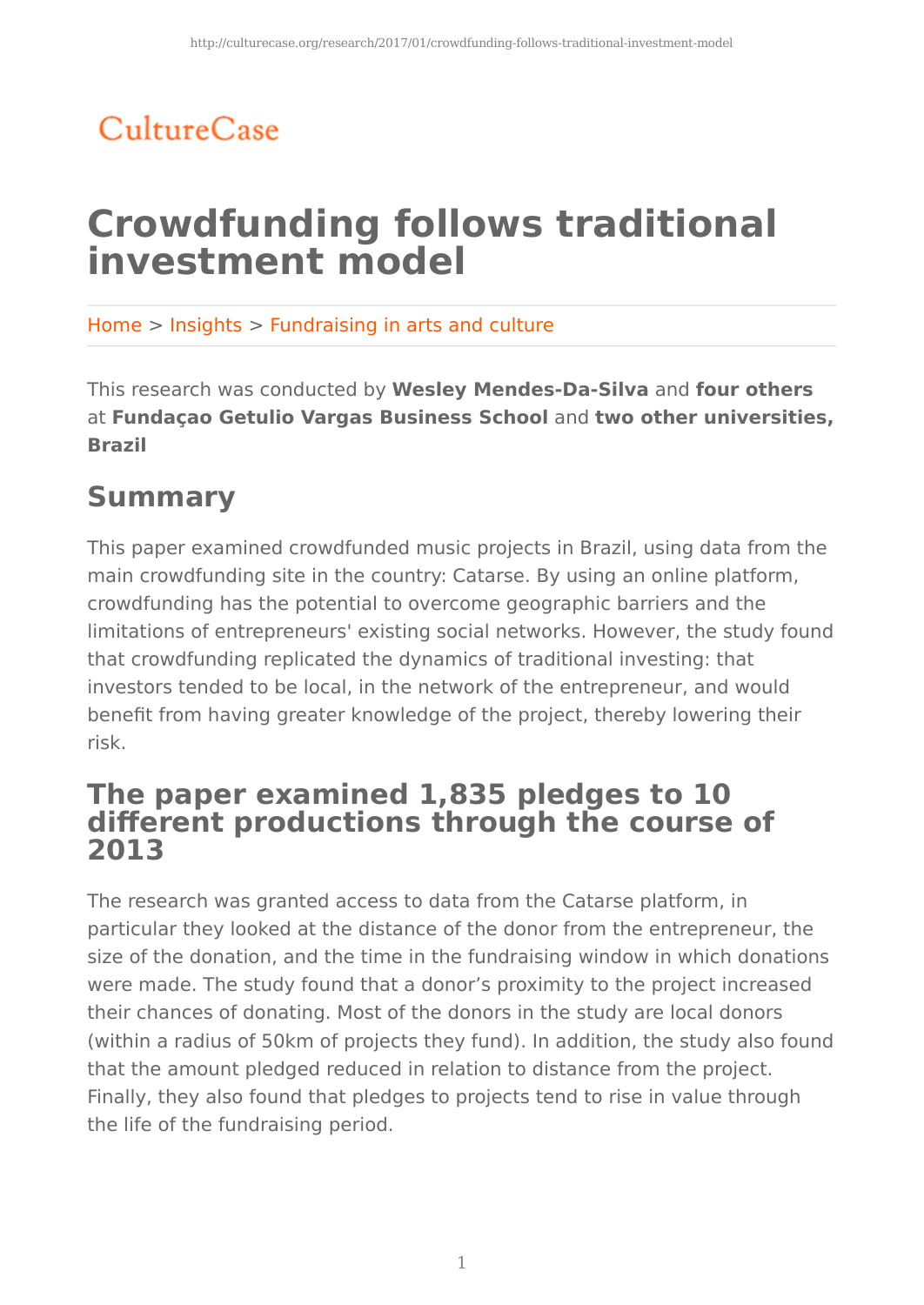CultureCase

# Crowdfunding follows traditional investment model

Home > Insights > Fundraising in arts and culture

This research was conducted by **Wesley Mendes-Da-Silva** and **four others** at **Fundaçao Getulio Vargas Business School** and **two other universities, Brazil**

## Summary

This paper examined crowdfunded music projects in Brazil, using data from the main crowdfunding site in the country: Catarse. By using an online platform, crowdfunding has the potential to overcome geographic barriers and the limitations of entrepreneurs' existing social networks. However, the study found that crowdfunding replicated the dynamics of traditional investing: that investors tended to be local, in the network of the entrepreneur, and would benefit from having greater knowledge of the project, thereby lowering their risk.

## The paper examined 1,835 pledges to 10 different productions through the course of 2013

The research was granted access to data from the Catarse platform, in particular they looked at the distance of the donor from the entrepreneur, the size of the donation, and the time in the fundraising window in which donations were made. The study found that a donor's proximity to the project increased their chances of donating. Most of the donors in the study are local donors (within a radius of 50km of projects they fund). In addition, the study also found that the amount pledged reduced in relation to distance from the project. Finally, they also found that pledges to projects tend to rise in value through the life of the fundraising period.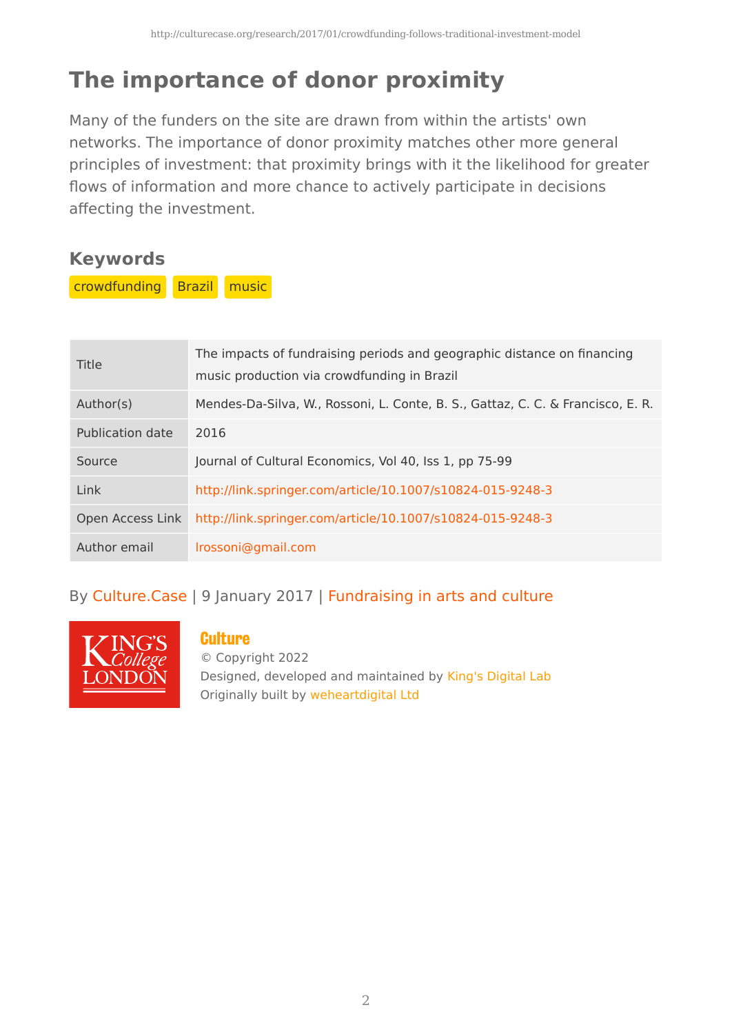# The importance of donor proximity

Many of the funders on the site are drawn from within the artists' own networks. The importance of donor proximity matches other more general principles of investment: that proximity brings with it the likelihood for greater flows of information and more chance to actively participate in decisions affecting the investment.

## Keywords

crowdfunding Brazil music

| | |
|---|---|
| Title | The impacts of fundraising periods and geographic distance on financing music production via crowdfunding in Brazil |
| Author(s) | Mendes-Da-Silva, W., Rossoni, L. Conte, B. S., Gattaz, C. C. & Francisco, E. R. |
| Publication date | 2016 |
| Source | Journal of Cultural Economics, Vol 40, Iss 1, pp 75-99 |
| Link | http://link.springer.com/article/10.1007/s10824-015-9248-3 |
| Open Access Link | http://link.springer.com/article/10.1007/s10824-015-9248-3 |
| Author email | lrossoni@gmail.com |

By Culture.Case | 9 January 2017 | Fundraising in arts and culture

KING'S College LONDON

Culture

© Copyright 2022

Designed, developed and maintained by King's Digital Lab

Originally built by weheartdigital Ltd